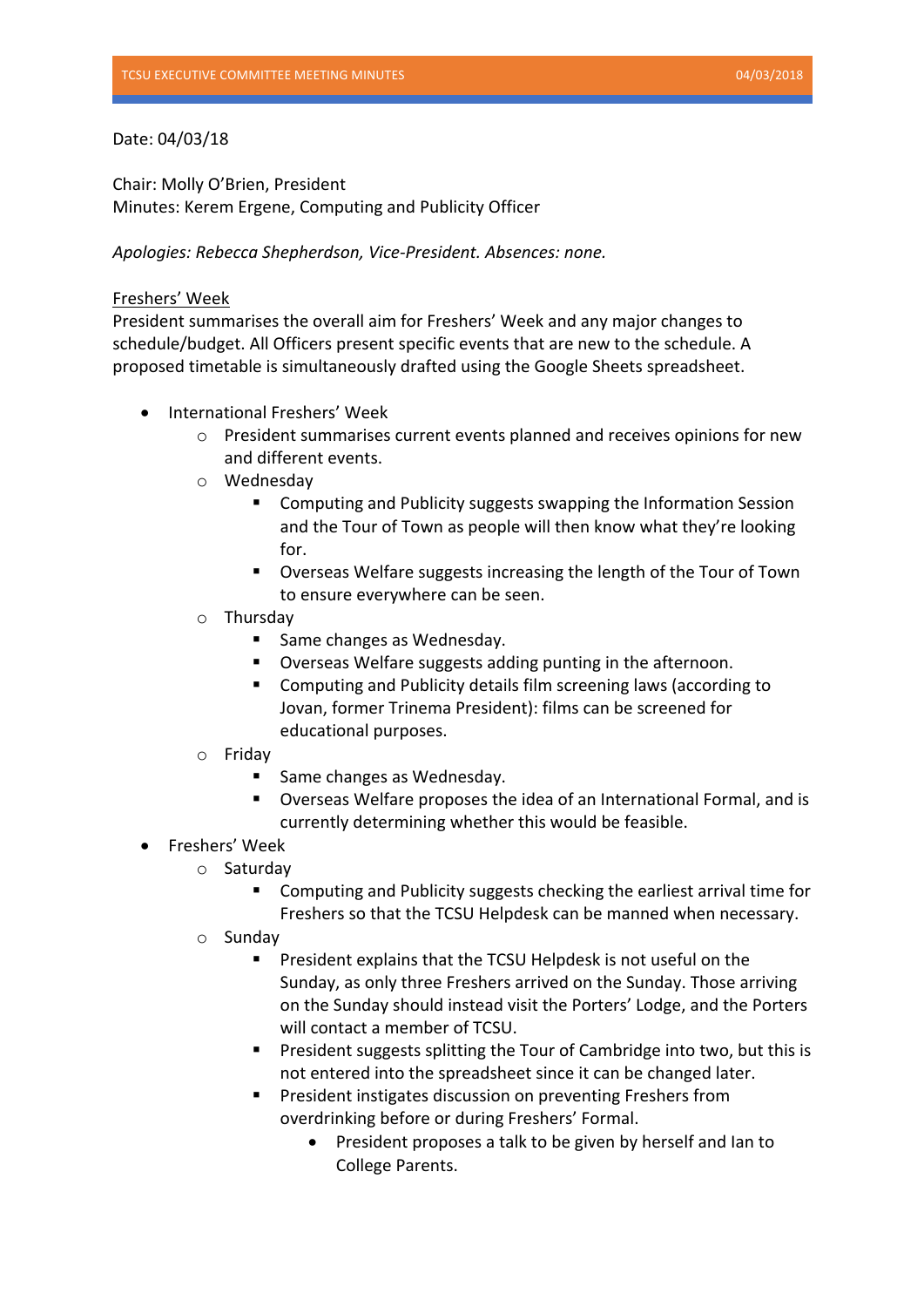Date: 04/03/18

Chair: Molly O'Brien, President
Minutes: Kerem Ergene, Computing and Publicity Officer

*Apologies: Rebecca Shepherdson, Vice-President. Absences: none.*

<u>Freshers' Week</u>

President summarises the overall aim for Freshers' Week and any major changes to schedule/budget. All Officers present specific events that are new to the schedule. A proposed timetable is simultaneously drafted using the Google Sheets spreadsheet.

- International Freshers' Week
    - President summarises current events planned and receives opinions for new and different events.
    - Wednesday
        - Computing and Publicity suggests swapping the Information Session and the Tour of Town as people will then know what they're looking for.
        - Overseas Welfare suggests increasing the length of the Tour of Town to ensure everywhere can be seen.
    - Thursday
        - Same changes as Wednesday.
        - Overseas Welfare suggests adding punting in the afternoon.
        - Computing and Publicity details film screening laws (according to Jovan, former Trinema President): films can be screened for educational purposes.
    - Friday
        - Same changes as Wednesday.
        - Overseas Welfare proposes the idea of an International Formal, and is currently determining whether this would be feasible.
- Freshers' Week
    - Saturday
        - Computing and Publicity suggests checking the earliest arrival time for Freshers so that the TCSU Helpdesk can be manned when necessary.
    - Sunday
        - President explains that the TCSU Helpdesk is not useful on the Sunday, as only three Freshers arrived on the Sunday. Those arriving on the Sunday should instead visit the Porters' Lodge, and the Porters will contact a member of TCSU.
        - President suggests splitting the Tour of Cambridge into two, but this is not entered into the spreadsheet since it can be changed later.
        - President instigates discussion on preventing Freshers from overdrinking before or during Freshers' Formal.
            - President proposes a talk to be given by herself and Ian to College Parents.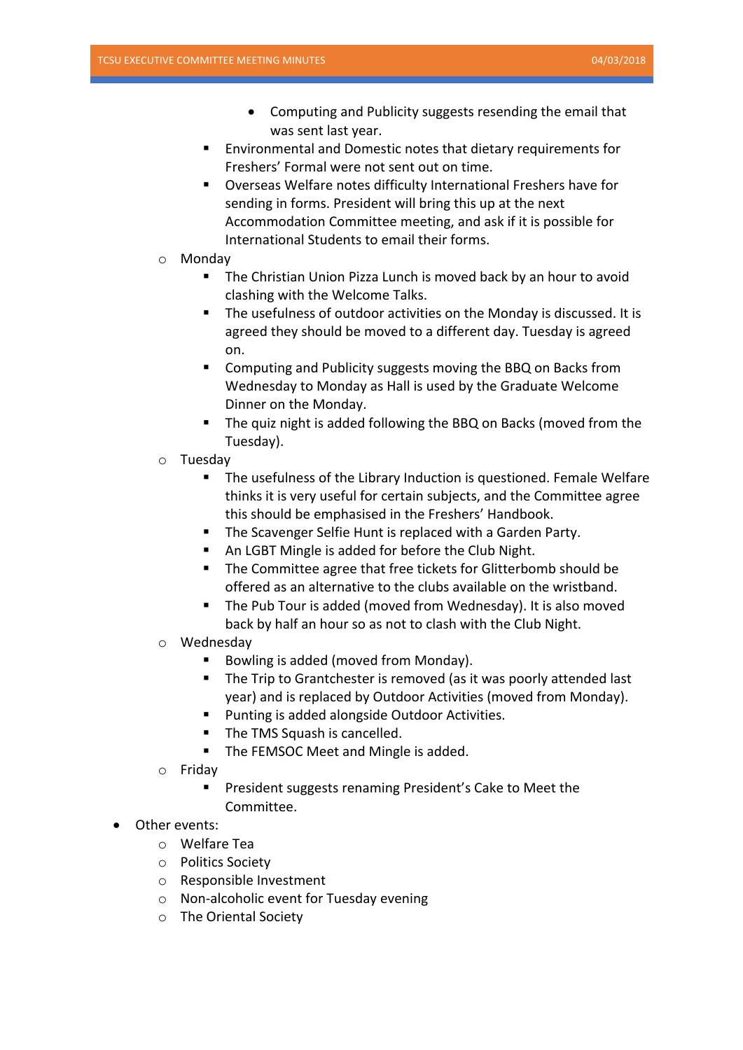- Computing and Publicity suggests resending the email that was sent last year.
        - Environmental and Domestic notes that dietary requirements for Freshers' Formal were not sent out on time.
        - Overseas Welfare notes difficulty International Freshers have for sending in forms. President will bring this up at the next Accommodation Committee meeting, and ask if it is possible for International Students to email their forms.
    - Monday
        - The Christian Union Pizza Lunch is moved back by an hour to avoid clashing with the Welcome Talks.
        - The usefulness of outdoor activities on the Monday is discussed. It is agreed they should be moved to a different day. Tuesday is agreed on.
        - Computing and Publicity suggests moving the BBQ on Backs from Wednesday to Monday as Hall is used by the Graduate Welcome Dinner on the Monday.
        - The quiz night is added following the BBQ on Backs (moved from the Tuesday).
    - Tuesday
        - The usefulness of the Library Induction is questioned. Female Welfare thinks it is very useful for certain subjects, and the Committee agree this should be emphasised in the Freshers' Handbook.
        - The Scavenger Selfie Hunt is replaced with a Garden Party.
        - An LGBT Mingle is added for before the Club Night.
        - The Committee agree that free tickets for Glitterbomb should be offered as an alternative to the clubs available on the wristband.
        - The Pub Tour is added (moved from Wednesday). It is also moved back by half an hour so as not to clash with the Club Night.
    - Wednesday
        - Bowling is added (moved from Monday).
        - The Trip to Grantchester is removed (as it was poorly attended last year) and is replaced by Outdoor Activities (moved from Monday).
        - Punting is added alongside Outdoor Activities.
        - The TMS Squash is cancelled.
        - The FEMSOC Meet and Mingle is added.
    - Friday
        - President suggests renaming President's Cake to Meet the Committee.
- Other events:
    - Welfare Tea
    - Politics Society
    - Responsible Investment
    - Non-alcoholic event for Tuesday evening
    - The Oriental Society